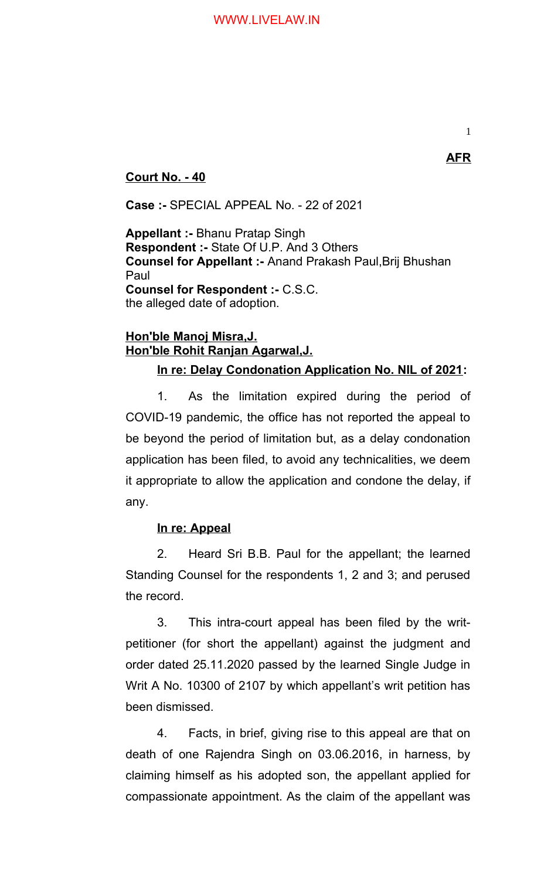**AFR**

**Court No. - 40**

**Case :-** SPECIAL APPEAL No. - 22 of 2021

**Appellant :-** Bhanu Pratap Singh
**Respondent :-** State Of U.P. And 3 Others
**Counsel for Appellant :-** Anand Prakash Paul,Brij Bhushan Paul
**Counsel for Respondent :-** C.S.C.
the alleged date of adoption.

**Hon'ble Manoj Misra,J.**
**Hon'ble Rohit Ranjan Agarwal,J.**

**In re: Delay Condonation Application No. NIL of 2021:**

1. As the limitation expired during the period of COVID-19 pandemic, the office has not reported the appeal to be beyond the period of limitation but, as a delay condonation application has been filed, to avoid any technicalities, we deem it appropriate to allow the application and condone the delay, if any.

**In re: Appeal**

2. Heard Sri B.B. Paul for the appellant; the learned Standing Counsel for the respondents 1, 2 and 3; and perused the record.

3. This intra-court appeal has been filed by the writ-petitioner (for short the appellant) against the judgment and order dated 25.11.2020 passed by the learned Single Judge in Writ A No. 10300 of 2107 by which appellant's writ petition has been dismissed.

4. Facts, in brief, giving rise to this appeal are that on death of one Rajendra Singh on 03.06.2016, in harness, by claiming himself as his adopted son, the appellant applied for compassionate appointment. As the claim of the appellant was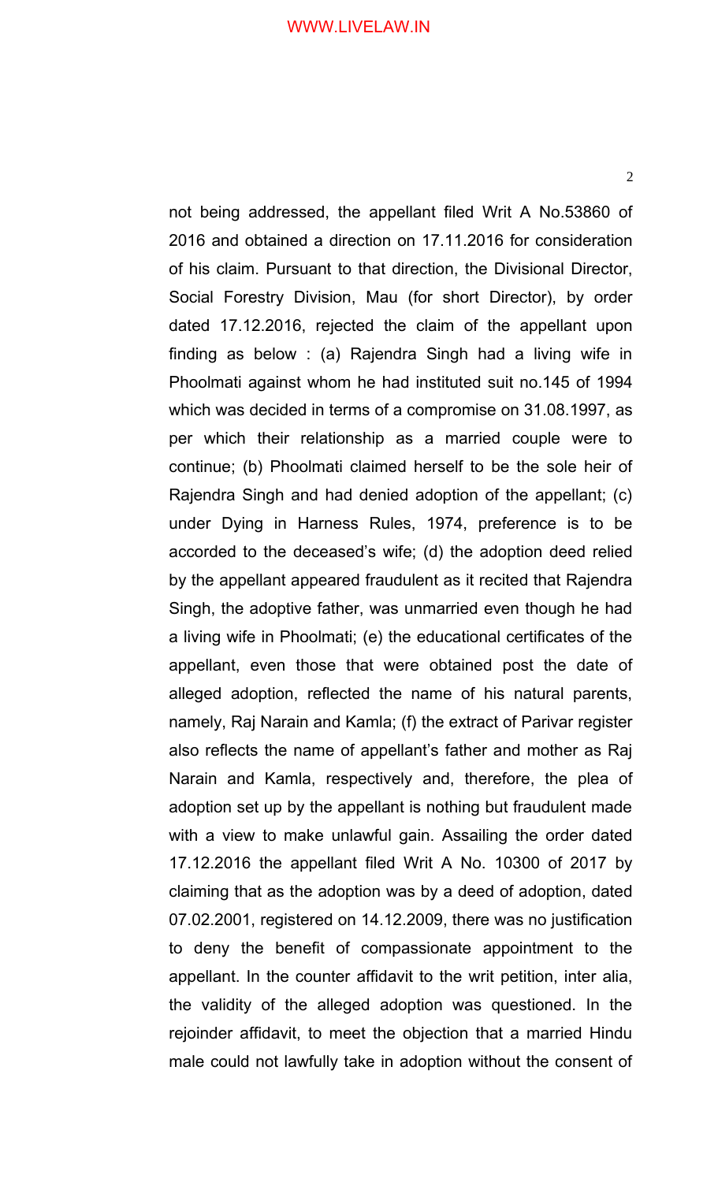not being addressed, the appellant filed Writ A No.53860 of 2016 and obtained a direction on 17.11.2016 for consideration of his claim. Pursuant to that direction, the Divisional Director, Social Forestry Division, Mau (for short Director), by order dated 17.12.2016, rejected the claim of the appellant upon finding as below : (a) Rajendra Singh had a living wife in Phoolmati against whom he had instituted suit no.145 of 1994 which was decided in terms of a compromise on 31.08.1997, as per which their relationship as a married couple were to continue; (b) Phoolmati claimed herself to be the sole heir of Rajendra Singh and had denied adoption of the appellant; (c) under Dying in Harness Rules, 1974, preference is to be accorded to the deceased's wife; (d) the adoption deed relied by the appellant appeared fraudulent as it recited that Rajendra Singh, the adoptive father, was unmarried even though he had a living wife in Phoolmati; (e) the educational certificates of the appellant, even those that were obtained post the date of alleged adoption, reflected the name of his natural parents, namely, Raj Narain and Kamla; (f) the extract of Parivar register also reflects the name of appellant's father and mother as Raj Narain and Kamla, respectively and, therefore, the plea of adoption set up by the appellant is nothing but fraudulent made with a view to make unlawful gain. Assailing the order dated 17.12.2016 the appellant filed Writ A No. 10300 of 2017 by claiming that as the adoption was by a deed of adoption, dated 07.02.2001, registered on 14.12.2009, there was no justification to deny the benefit of compassionate appointment to the appellant. In the counter affidavit to the writ petition, inter alia, the validity of the alleged adoption was questioned. In the rejoinder affidavit, to meet the objection that a married Hindu male could not lawfully take in adoption without the consent of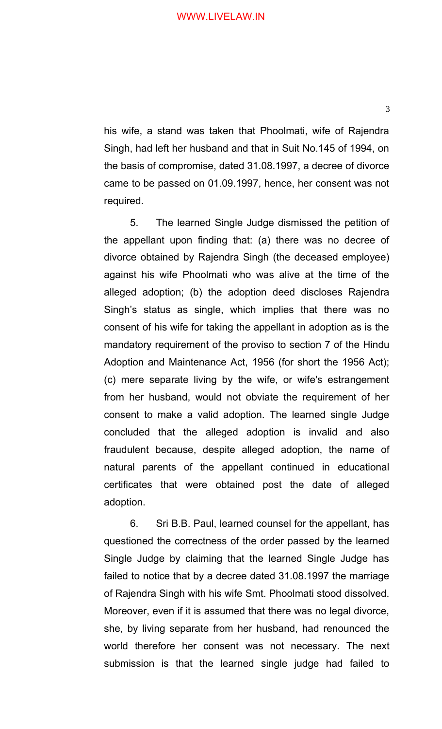his wife, a stand was taken that Phoolmati, wife of Rajendra Singh, had left her husband and that in Suit No.145 of 1994, on the basis of compromise, dated 31.08.1997, a decree of divorce came to be passed on 01.09.1997, hence, her consent was not required.

5. The learned Single Judge dismissed the petition of the appellant upon finding that: (a) there was no decree of divorce obtained by Rajendra Singh (the deceased employee) against his wife Phoolmati who was alive at the time of the alleged adoption; (b) the adoption deed discloses Rajendra Singh's status as single, which implies that there was no consent of his wife for taking the appellant in adoption as is the mandatory requirement of the proviso to section 7 of the Hindu Adoption and Maintenance Act, 1956 (for short the 1956 Act); (c) mere separate living by the wife, or wife's estrangement from her husband, would not obviate the requirement of her consent to make a valid adoption. The learned single Judge concluded that the alleged adoption is invalid and also fraudulent because, despite alleged adoption, the name of natural parents of the appellant continued in educational certificates that were obtained post the date of alleged adoption.

6. Sri B.B. Paul, learned counsel for the appellant, has questioned the correctness of the order passed by the learned Single Judge by claiming that the learned Single Judge has failed to notice that by a decree dated 31.08.1997 the marriage of Rajendra Singh with his wife Smt. Phoolmati stood dissolved. Moreover, even if it is assumed that there was no legal divorce, she, by living separate from her husband, had renounced the world therefore her consent was not necessary. The next submission is that the learned single judge had failed to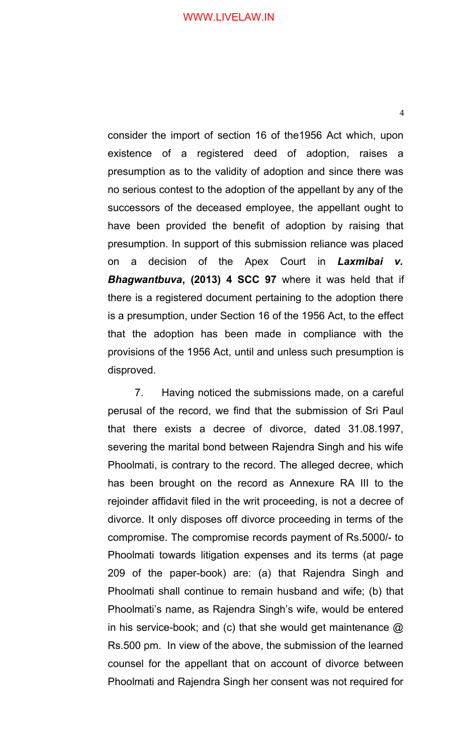consider the import of section 16 of the1956 Act which, upon existence of a registered deed of adoption, raises a presumption as to the validity of adoption and since there was no serious contest to the adoption of the appellant by any of the successors of the deceased employee, the appellant ought to have been provided the benefit of adoption by raising that presumption. In support of this submission reliance was placed on a decision of the Apex Court in ***Laxmibai v. Bhagwantbuva*****, (2013) 4 SCC 97** where it was held that if there is a registered document pertaining to the adoption there is a presumption, under Section 16 of the 1956 Act, to the effect that the adoption has been made in compliance with the provisions of the 1956 Act, until and unless such presumption is disproved.

7. Having noticed the submissions made, on a careful perusal of the record, we find that the submission of Sri Paul that there exists a decree of divorce, dated 31.08.1997, severing the marital bond between Rajendra Singh and his wife Phoolmati, is contrary to the record. The alleged decree, which has been brought on the record as Annexure RA III to the rejoinder affidavit filed in the writ proceeding, is not a decree of divorce. It only disposes off divorce proceeding in terms of the compromise. The compromise records payment of Rs.5000/- to Phoolmati towards litigation expenses and its terms (at page 209 of the paper-book) are: (a) that Rajendra Singh and Phoolmati shall continue to remain husband and wife; (b) that Phoolmati's name, as Rajendra Singh's wife, would be entered in his service-book; and (c) that she would get maintenance @ Rs.500 pm. In view of the above, the submission of the learned counsel for the appellant that on account of divorce between Phoolmati and Rajendra Singh her consent was not required for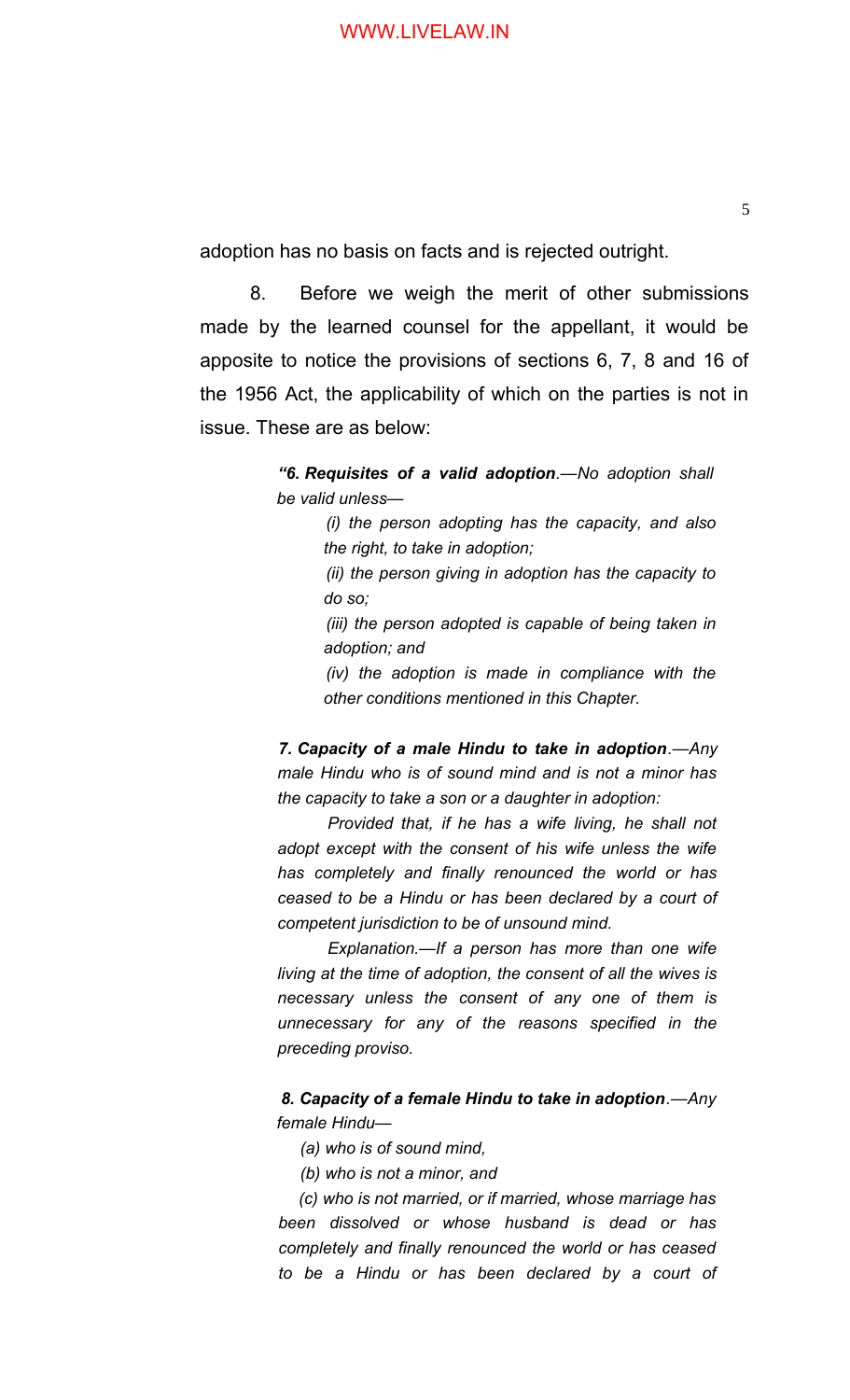adoption has no basis on facts and is rejected outright.

8. Before we weigh the merit of other submissions made by the learned counsel for the appellant, it would be apposite to notice the provisions of sections 6, 7, 8 and 16 of the 1956 Act, the applicability of which on the parties is not in issue. These are as below:

> ***"6. Requisites of a valid adoption**.—No adoption shall be valid unless—*
>
> *(i) the person adopting has the capacity, and also the right, to take in adoption;*
>
> *(ii) the person giving in adoption has the capacity to do so;*
>
> *(iii) the person adopted is capable of being taken in adoption; and*
>
> *(iv) the adoption is made in compliance with the other conditions mentioned in this Chapter.*
>
> ***7. Capacity of a male Hindu to take in adoption**.—Any male Hindu who is of sound mind and is not a minor has the capacity to take a son or a daughter in adoption:*
>
> *Provided that, if he has a wife living, he shall not adopt except with the consent of his wife unless the wife has completely and finally renounced the world or has ceased to be a Hindu or has been declared by a court of competent jurisdiction to be of unsound mind.*
>
> *Explanation.—If a person has more than one wife living at the time of adoption, the consent of all the wives is necessary unless the consent of any one of them is unnecessary for any of the reasons specified in the preceding proviso.*
>
> ***8. Capacity of a female Hindu to take in adoption**.—Any female Hindu—*
>
> *(a) who is of sound mind,*
>
> *(b) who is not a minor, and*
>
> *(c) who is not married, or if married, whose marriage has been dissolved or whose husband is dead or has completely and finally renounced the world or has ceased to be a Hindu or has been declared by a court of*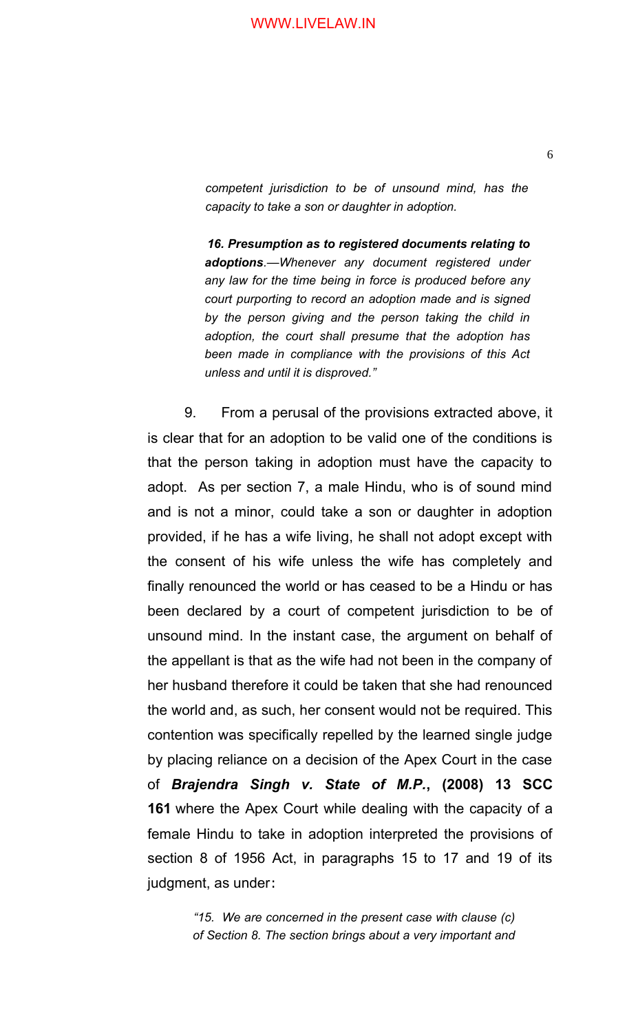*competent jurisdiction to be of unsound mind, has the capacity to take a son or daughter in adoption.*

***16. Presumption as to registered documents relating to adoptions**.—Whenever any document registered under any law for the time being in force is produced before any court purporting to record an adoption made and is signed by the person giving and the person taking the child in adoption, the court shall presume that the adoption has been made in compliance with the provisions of this Act unless and until it is disproved."*

9. From a perusal of the provisions extracted above, it is clear that for an adoption to be valid one of the conditions is that the person taking in adoption must have the capacity to adopt. As per section 7, a male Hindu, who is of sound mind and is not a minor, could take a son or daughter in adoption provided, if he has a wife living, he shall not adopt except with the consent of his wife unless the wife has completely and finally renounced the world or has ceased to be a Hindu or has been declared by a court of competent jurisdiction to be of unsound mind. In the instant case, the argument on behalf of the appellant is that as the wife had not been in the company of her husband therefore it could be taken that she had renounced the world and, as such, her consent would not be required. This contention was specifically repelled by the learned single judge by placing reliance on a decision of the Apex Court in the case of ***Brajendra Singh v. State of M.P.*, (2008) 13 SCC 161** where the Apex Court while dealing with the capacity of a female Hindu to take in adoption interpreted the provisions of section 8 of 1956 Act, in paragraphs 15 to 17 and 19 of its judgment, as under:

*"15. We are concerned in the present case with clause (c) of Section 8. The section brings about a very important and*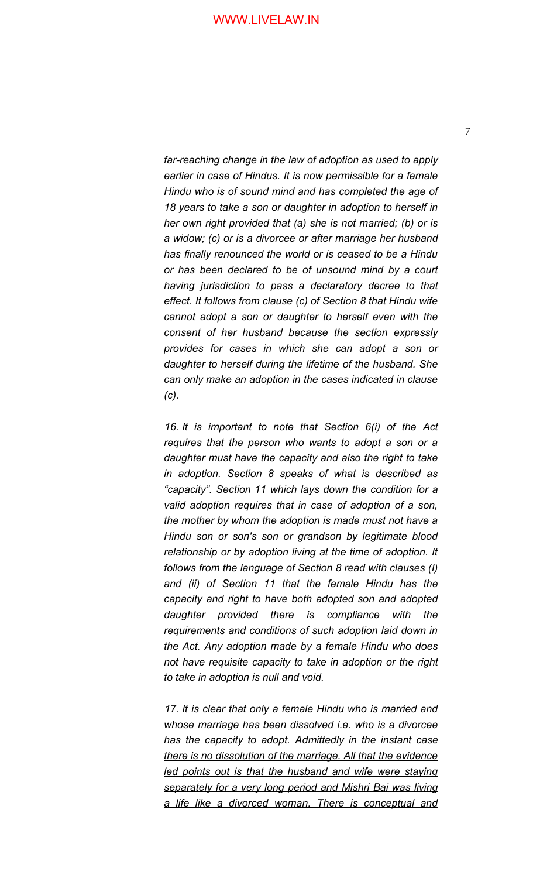*far-reaching change in the law of adoption as used to apply earlier in case of Hindus. It is now permissible for a female Hindu who is of sound mind and has completed the age of 18 years to take a son or daughter in adoption to herself in her own right provided that (a) she is not married; (b) or is a widow; (c) or is a divorcee or after marriage her husband has finally renounced the world or is ceased to be a Hindu or has been declared to be of unsound mind by a court having jurisdiction to pass a declaratory decree to that effect. It follows from clause (c) of Section 8 that Hindu wife cannot adopt a son or daughter to herself even with the consent of her husband because the section expressly provides for cases in which she can adopt a son or daughter to herself during the lifetime of the husband. She can only make an adoption in the cases indicated in clause (c).*

*16. It is important to note that Section 6(i) of the Act requires that the person who wants to adopt a son or a daughter must have the capacity and also the right to take in adoption. Section 8 speaks of what is described as "capacity". Section 11 which lays down the condition for a valid adoption requires that in case of adoption of a son, the mother by whom the adoption is made must not have a Hindu son or son's son or grandson by legitimate blood relationship or by adoption living at the time of adoption. It follows from the language of Section 8 read with clauses (I) and (ii) of Section 11 that the female Hindu has the capacity and right to have both adopted son and adopted daughter provided there is compliance with the requirements and conditions of such adoption laid down in the Act. Any adoption made by a female Hindu who does not have requisite capacity to take in adoption or the right to take in adoption is null and void.*

*17. It is clear that only a female Hindu who is married and whose marriage has been dissolved i.e. who is a divorcee has the capacity to adopt. <u>Admittedly in the instant case there is no dissolution of the marriage. All that the evidence led points out is that the husband and wife were staying separately for a very long period and Mishri Bai was living a life like a divorced woman. There is conceptual and</u>*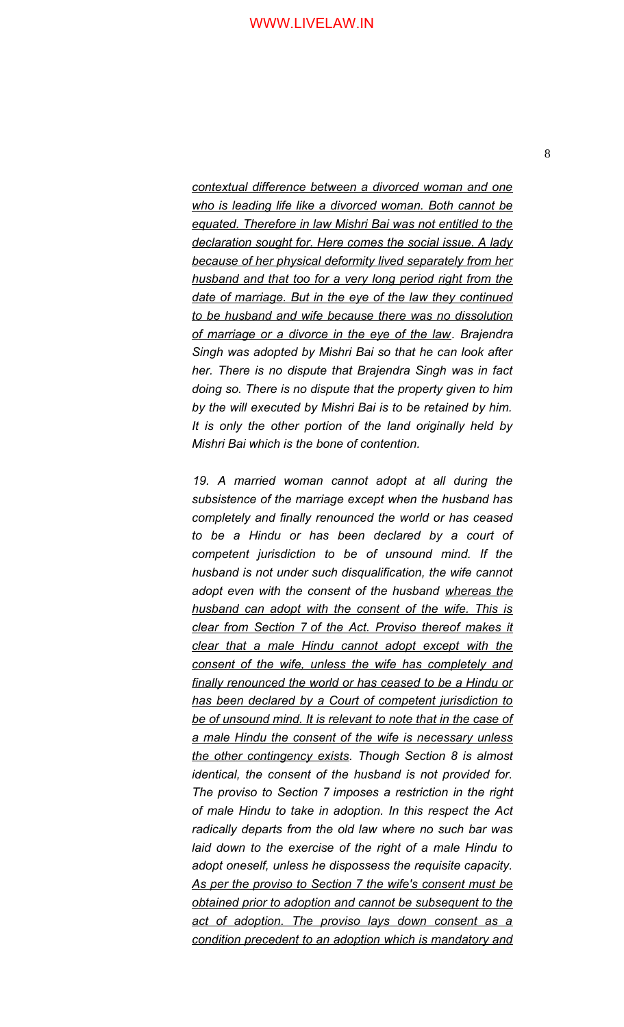*<u>contextual difference between a divorced woman and one who is leading life like a divorced woman. Both cannot be equated. Therefore in law Mishri Bai was not entitled to the declaration sought for. Here comes the social issue. A lady because of her physical deformity lived separately from her husband and that too for a very long period right from the date of marriage. But in the eye of the law they continued to be husband and wife because there was no dissolution of marriage or a divorce in the eye of the law</u>. Brajendra Singh was adopted by Mishri Bai so that he can look after her. There is no dispute that Brajendra Singh was in fact doing so. There is no dispute that the property given to him by the will executed by Mishri Bai is to be retained by him. It is only the other portion of the land originally held by Mishri Bai which is the bone of contention.*

*19. A married woman cannot adopt at all during the subsistence of the marriage except when the husband has completely and finally renounced the world or has ceased to be a Hindu or has been declared by a court of competent jurisdiction to be of unsound mind. If the husband is not under such disqualification, the wife cannot adopt even with the consent of the husband <u>whereas the husband can adopt with the consent of the wife. This is clear from Section 7 of the Act. Proviso thereof makes it clear that a male Hindu cannot adopt except with the consent of the wife, unless the wife has completely and finally renounced the world or has ceased to be a Hindu or has been declared by a Court of competent jurisdiction to be of unsound mind. It is relevant to note that in the case of a male Hindu the consent of the wife is necessary unless the other contingency exists</u>. Though Section 8 is almost identical, the consent of the husband is not provided for. The proviso to Section 7 imposes a restriction in the right of male Hindu to take in adoption. In this respect the Act radically departs from the old law where no such bar was laid down to the exercise of the right of a male Hindu to adopt oneself, unless he dispossess the requisite capacity. <u>As per the proviso to Section 7 the wife's consent must be obtained prior to adoption and cannot be subsequent to the act of adoption. The proviso lays down consent as a condition precedent to an adoption which is mandatory and</u>*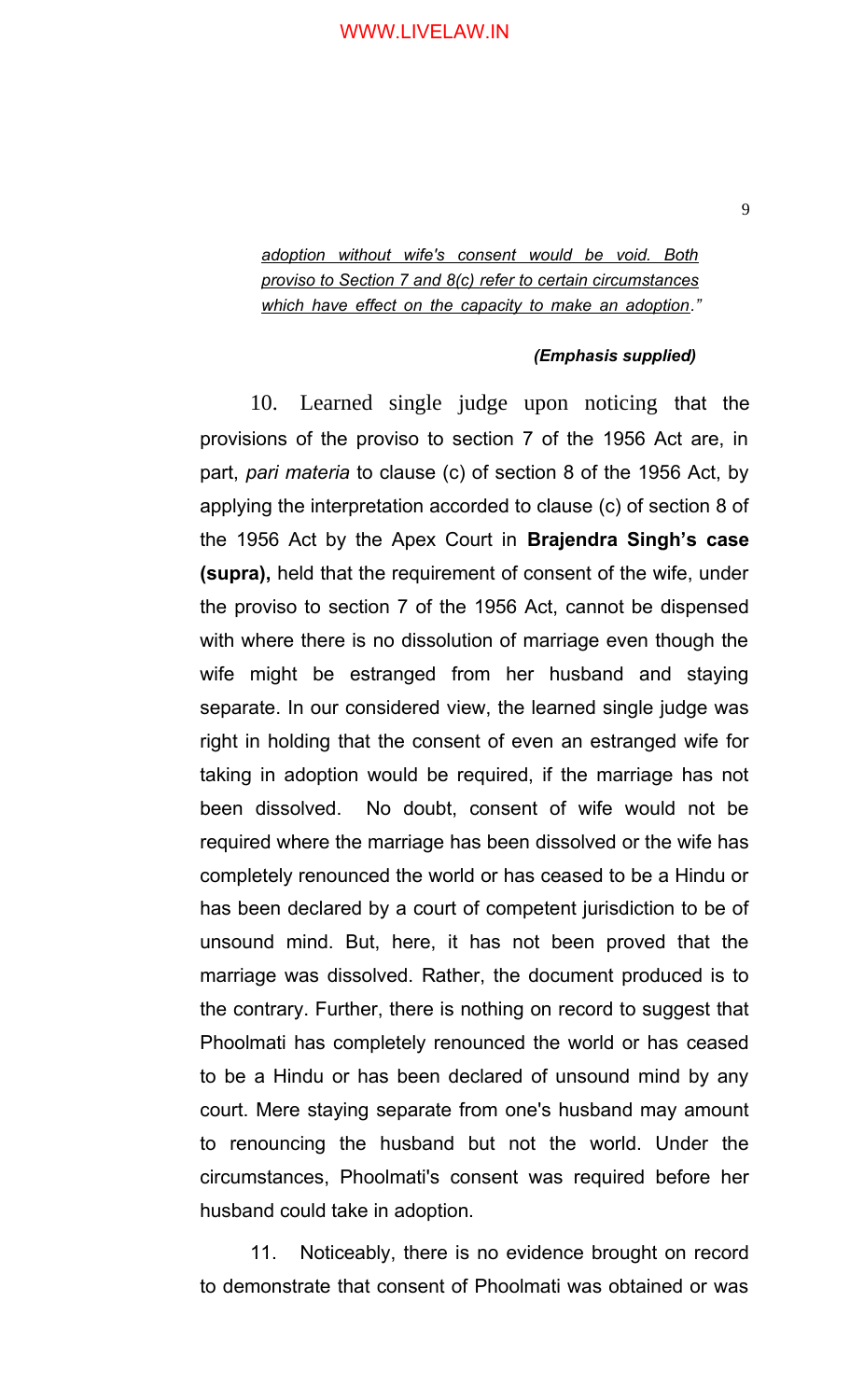> *adoption without wife's consent would be void. Both proviso to Section 7 and 8(c) refer to certain circumstances which have effect on the capacity to make an adoption."*
>
> ***(Emphasis supplied)***

10. Learned single judge upon noticing that the provisions of the proviso to section 7 of the 1956 Act are, in part, *pari materia* to clause (c) of section 8 of the 1956 Act, by applying the interpretation accorded to clause (c) of section 8 of the 1956 Act by the Apex Court in **Brajendra Singh's case (supra),** held that the requirement of consent of the wife, under the proviso to section 7 of the 1956 Act, cannot be dispensed with where there is no dissolution of marriage even though the wife might be estranged from her husband and staying separate. In our considered view, the learned single judge was right in holding that the consent of even an estranged wife for taking in adoption would be required, if the marriage has not been dissolved. No doubt, consent of wife would not be required where the marriage has been dissolved or the wife has completely renounced the world or has ceased to be a Hindu or has been declared by a court of competent jurisdiction to be of unsound mind. But, here, it has not been proved that the marriage was dissolved. Rather, the document produced is to the contrary. Further, there is nothing on record to suggest that Phoolmati has completely renounced the world or has ceased to be a Hindu or has been declared of unsound mind by any court. Mere staying separate from one's husband may amount to renouncing the husband but not the world. Under the circumstances, Phoolmati's consent was required before her husband could take in adoption.

11. Noticeably, there is no evidence brought on record to demonstrate that consent of Phoolmati was obtained or was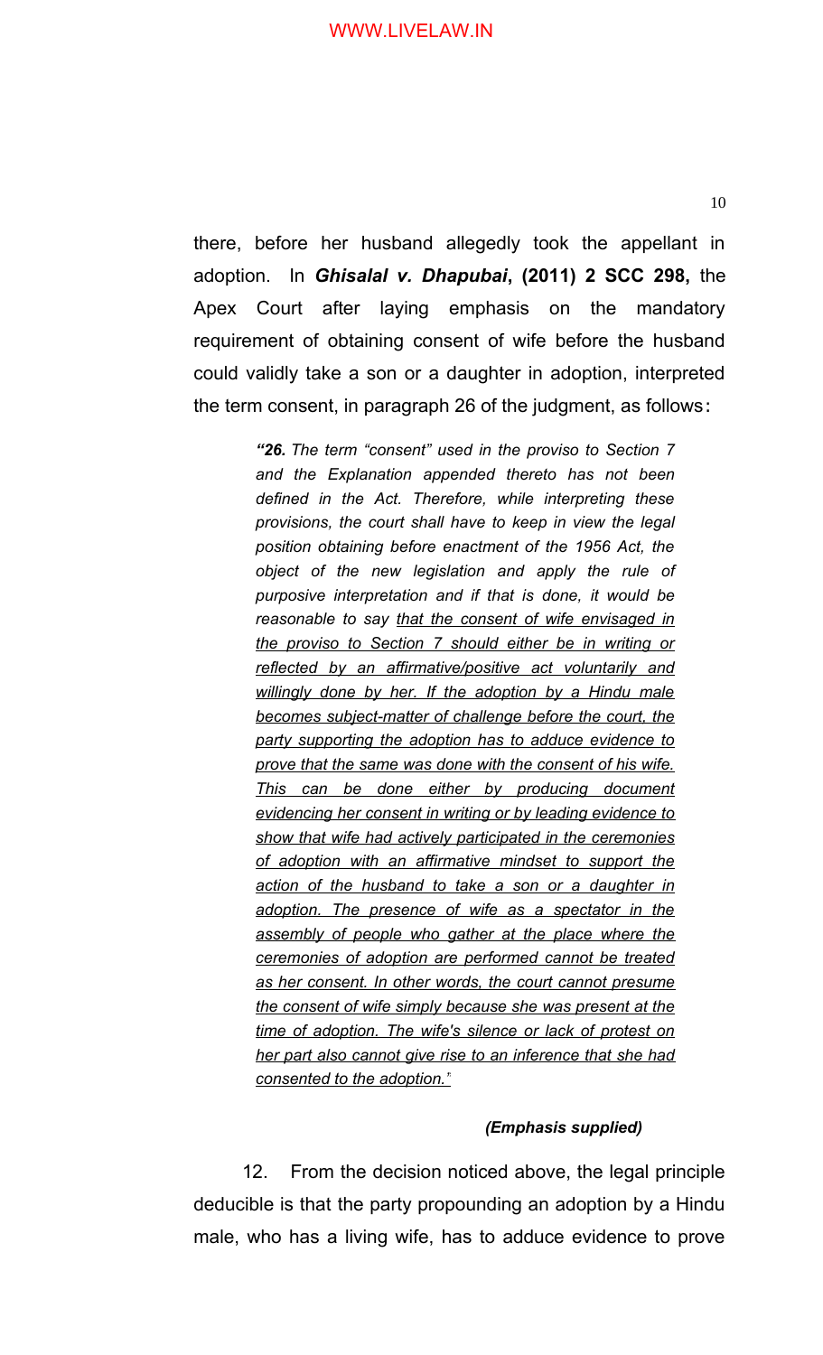there, before her husband allegedly took the appellant in adoption. In ***Ghisalal v. Dhapubai*****, (2011) 2 SCC 298,** the Apex Court after laying emphasis on the mandatory requirement of obtaining consent of wife before the husband could validly take a son or a daughter in adoption, interpreted the term consent, in paragraph 26 of the judgment, as follows:

> ***"26.*** *The term "consent" used in the proviso to Section 7 and the Explanation appended thereto has not been defined in the Act. Therefore, while interpreting these provisions, the court shall have to keep in view the legal position obtaining before enactment of the 1956 Act, the object of the new legislation and apply the rule of purposive interpretation and if that is done, it would be reasonable to say <u>that the consent of wife envisaged in the proviso to Section 7 should either be in writing or reflected by an affirmative/positive act voluntarily and willingly done by her. If the adoption by a Hindu male becomes subject-matter of challenge before the court, the party supporting the adoption has to adduce evidence to prove that the same was done with the consent of his wife. This can be done either by producing document evidencing her consent in writing or by leading evidence to show that wife had actively participated in the ceremonies of adoption with an affirmative mindset to support the action of the husband to take a son or a daughter in adoption. The presence of wife as a spectator in the assembly of people who gather at the place where the ceremonies of adoption are performed cannot be treated as her consent. In other words, the court cannot presume the consent of wife simply because she was present at the time of adoption. The wife's silence or lack of protest on her part also cannot give rise to an inference that she had consented to the adoption."</u>*
>
> ***(Emphasis supplied)***

12. From the decision noticed above, the legal principle deducible is that the party propounding an adoption by a Hindu male, who has a living wife, has to adduce evidence to prove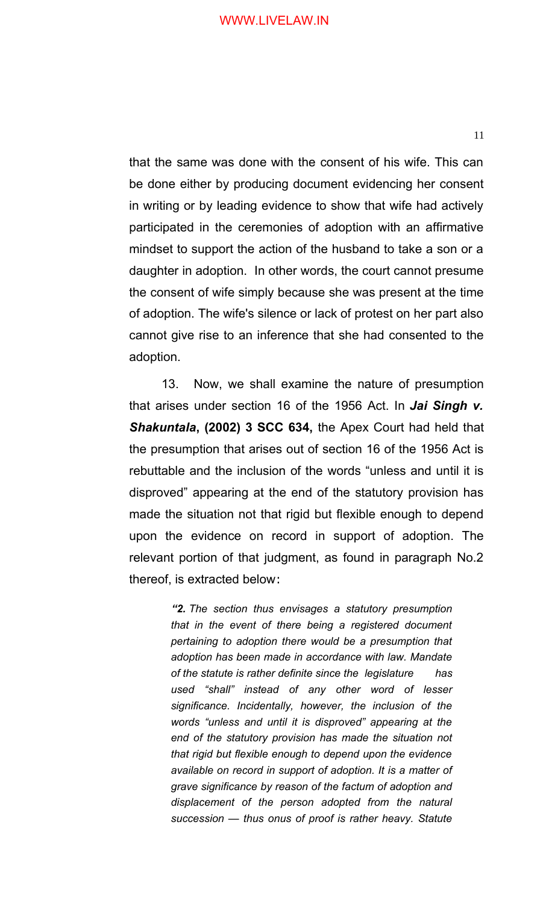that the same was done with the consent of his wife. This can be done either by producing document evidencing her consent in writing or by leading evidence to show that wife had actively participated in the ceremonies of adoption with an affirmative mindset to support the action of the husband to take a son or a daughter in adoption. In other words, the court cannot presume the consent of wife simply because she was present at the time of adoption. The wife's silence or lack of protest on her part also cannot give rise to an inference that she had consented to the adoption.

13. Now, we shall examine the nature of presumption that arises under section 16 of the 1956 Act. In ***Jai Singh v. Shakuntala*, (2002) 3 SCC 634,** the Apex Court had held that the presumption that arises out of section 16 of the 1956 Act is rebuttable and the inclusion of the words "unless and until it is disproved" appearing at the end of the statutory provision has made the situation not that rigid but flexible enough to depend upon the evidence on record in support of adoption. The relevant portion of that judgment, as found in paragraph No.2 thereof, is extracted below:

> *"**2.** The section thus envisages a statutory presumption that in the event of there being a registered document pertaining to adoption there would be a presumption that adoption has been made in accordance with law. Mandate of the statute is rather definite since the legislature has used "shall" instead of any other word of lesser significance. Incidentally, however, the inclusion of the words "unless and until it is disproved" appearing at the end of the statutory provision has made the situation not that rigid but flexible enough to depend upon the evidence available on record in support of adoption. It is a matter of grave significance by reason of the factum of adoption and displacement of the person adopted from the natural succession — thus onus of proof is rather heavy. Statute*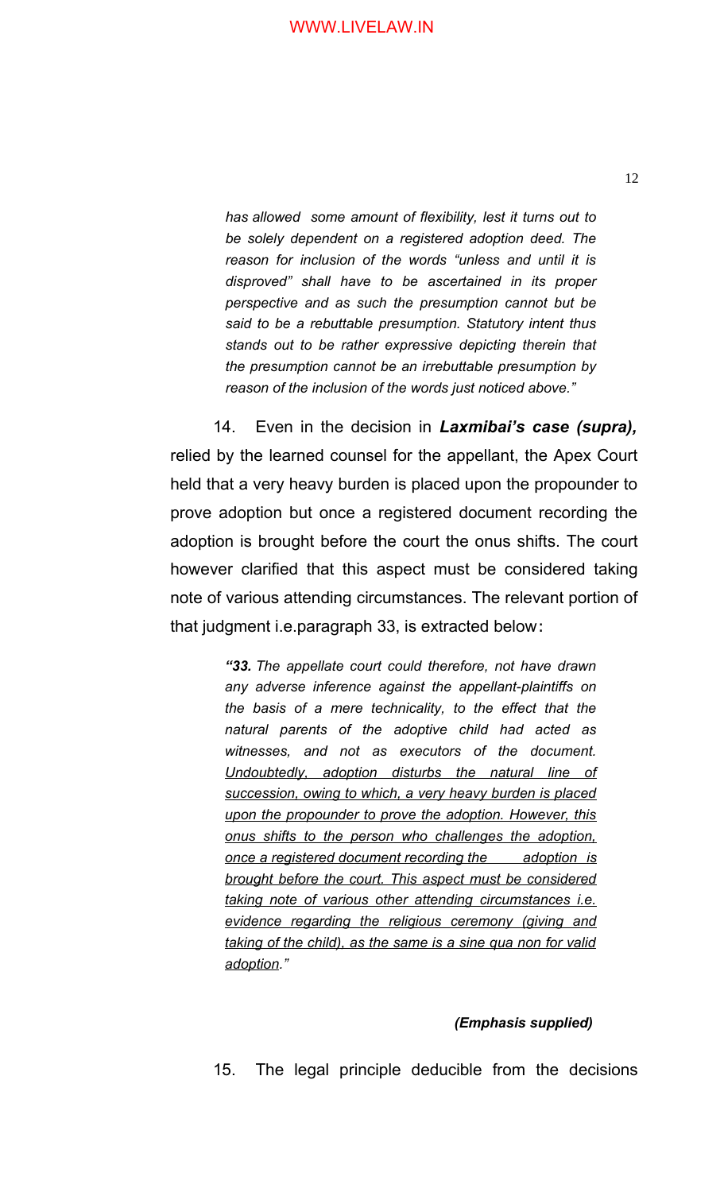> *has allowed some amount of flexibility, lest it turns out to be solely dependent on a registered adoption deed. The reason for inclusion of the words "unless and until it is disproved" shall have to be ascertained in its proper perspective and as such the presumption cannot but be said to be a rebuttable presumption. Statutory intent thus stands out to be rather expressive depicting therein that the presumption cannot be an irrebuttable presumption by reason of the inclusion of the words just noticed above."*

14. Even in the decision in ***Laxmibai's case (supra),*** relied by the learned counsel for the appellant, the Apex Court held that a very heavy burden is placed upon the propounder to prove adoption but once a registered document recording the adoption is brought before the court the onus shifts. The court however clarified that this aspect must be considered taking note of various attending circumstances. The relevant portion of that judgment i.e.paragraph 33, is extracted below:

> ***"33.*** *The appellate court could therefore, not have drawn any adverse inference against the appellant-plaintiffs on the basis of a mere technicality, to the effect that the natural parents of the adoptive child had acted as witnesses, and not as executors of the document. Undoubtedly, adoption disturbs the natural line of succession, owing to which, a very heavy burden is placed upon the propounder to prove the adoption. However, this onus shifts to the person who challenges the adoption, once a registered document recording the adoption is brought before the court. This aspect must be considered taking note of various other attending circumstances i.e. evidence regarding the religious ceremony (giving and taking of the child), as the same is a sine qua non for valid adoption."*

***(Emphasis supplied)***

15. The legal principle deducible from the decisions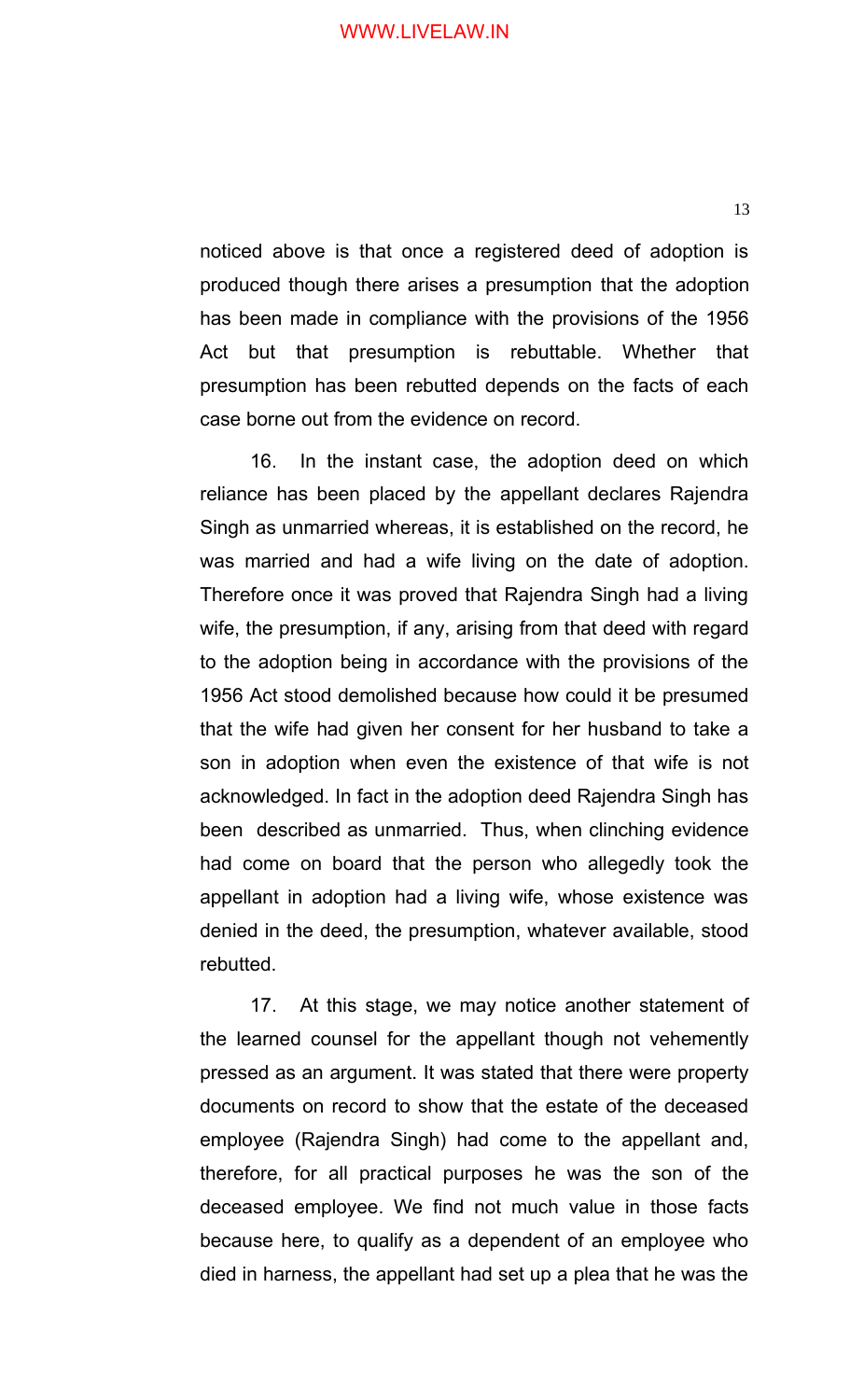noticed above is that once a registered deed of adoption is produced though there arises a presumption that the adoption has been made in compliance with the provisions of the 1956 Act but that presumption is rebuttable. Whether that presumption has been rebutted depends on the facts of each case borne out from the evidence on record.

16. In the instant case, the adoption deed on which reliance has been placed by the appellant declares Rajendra Singh as unmarried whereas, it is established on the record, he was married and had a wife living on the date of adoption. Therefore once it was proved that Rajendra Singh had a living wife, the presumption, if any, arising from that deed with regard to the adoption being in accordance with the provisions of the 1956 Act stood demolished because how could it be presumed that the wife had given her consent for her husband to take a son in adoption when even the existence of that wife is not acknowledged. In fact in the adoption deed Rajendra Singh has been described as unmarried. Thus, when clinching evidence had come on board that the person who allegedly took the appellant in adoption had a living wife, whose existence was denied in the deed, the presumption, whatever available, stood rebutted.

17. At this stage, we may notice another statement of the learned counsel for the appellant though not vehemently pressed as an argument. It was stated that there were property documents on record to show that the estate of the deceased employee (Rajendra Singh) had come to the appellant and, therefore, for all practical purposes he was the son of the deceased employee. We find not much value in those facts because here, to qualify as a dependent of an employee who died in harness, the appellant had set up a plea that he was the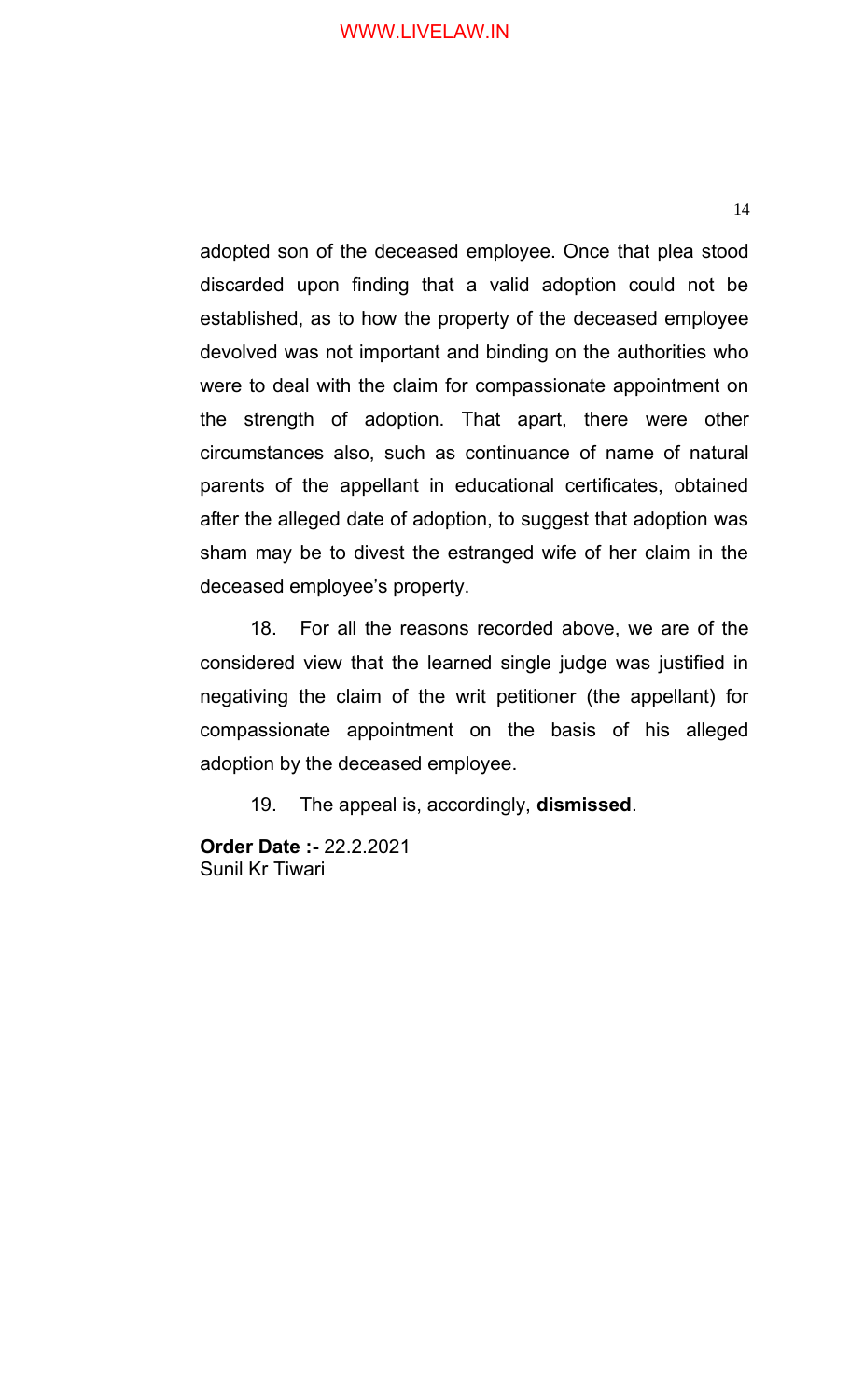adopted son of the deceased employee. Once that plea stood discarded upon finding that a valid adoption could not be established, as to how the property of the deceased employee devolved was not important and binding on the authorities who were to deal with the claim for compassionate appointment on the strength of adoption. That apart, there were other circumstances also, such as continuance of name of natural parents of the appellant in educational certificates, obtained after the alleged date of adoption, to suggest that adoption was sham may be to divest the estranged wife of her claim in the deceased employee's property.

18. For all the reasons recorded above, we are of the considered view that the learned single judge was justified in negativing the claim of the writ petitioner (the appellant) for compassionate appointment on the basis of his alleged adoption by the deceased employee.

19. The appeal is, accordingly, **dismissed**.

**Order Date :-** 22.2.2021
Sunil Kr Tiwari